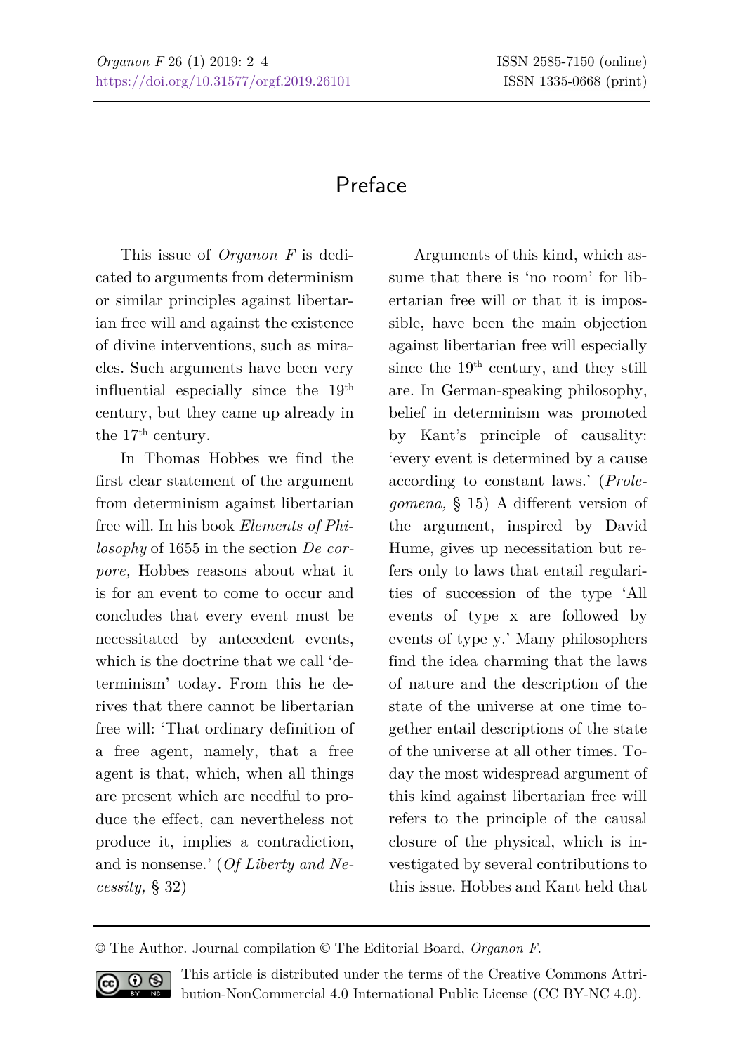# Preface

This issue of *Organon F* is dedicated to arguments from determinism or similar principles against libertarian free will and against the existence of divine interventions, such as miracles. Such arguments have been very influential especially since the 19th century, but they came up already in the 17th century.

In Thomas Hobbes we find the first clear statement of the argument from determinism against libertarian free will. In his book *Elements of Philosophy* of 1655 in the section *De corpore,* Hobbes reasons about what it is for an event to come to occur and concludes that every event must be necessitated by antecedent events, which is the doctrine that we call 'determinism' today. From this he derives that there cannot be libertarian free will: 'That ordinary definition of a free agent, namely, that a free agent is that, which, when all things are present which are needful to produce the effect, can nevertheless not produce it, implies a contradiction, and is nonsense.' (*Of Liberty and Necessity,* § 32)

Arguments of this kind, which assume that there is 'no room' for libertarian free will or that it is impossible, have been the main objection against libertarian free will especially since the 19th century, and they still are. In German-speaking philosophy, belief in determinism was promoted by Kant's principle of causality: 'every event is determined by a cause according to constant laws.' (*Prolegomena,* § 15) A different version of the argument, inspired by David Hume, gives up necessitation but refers only to laws that entail regularities of succession of the type 'All events of type x are followed by events of type y.' Many philosophers find the idea charming that the laws of nature and the description of the state of the universe at one time together entail descriptions of the state of the universe at all other times. Today the most widespread argument of this kind against libertarian free will refers to the principle of the causal closure of the physical, which is investigated by several contributions to this issue. Hobbes and Kant held that

© The Author. Journal compilation © The Editorial Board, *Organon F*.

This article is distributed under the terms of the Creative Commons Attribution-NonCommercial 4.0 International Public License (CC BY-NC 4.0).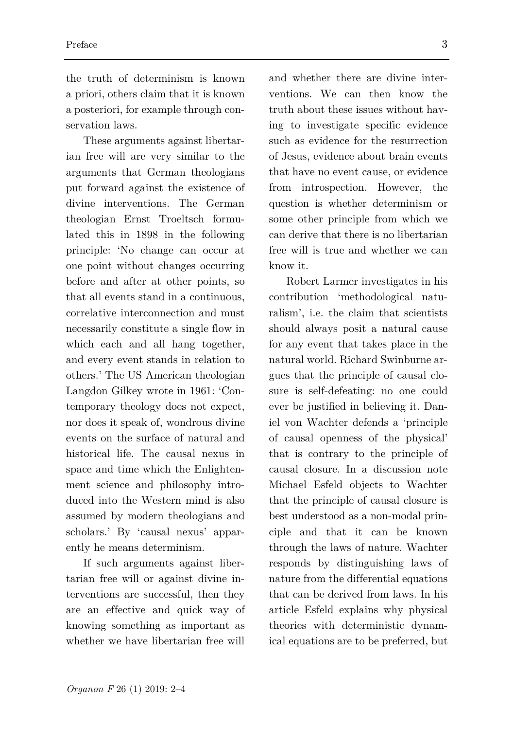the truth of determinism is known a priori, others claim that it is known a posteriori, for example through conservation laws.

These arguments against libertarian free will are very similar to the arguments that German theologians put forward against the existence of divine interventions. The German theologian Ernst Troeltsch formulated this in 1898 in the following principle: 'No change can occur at one point without changes occurring before and after at other points, so that all events stand in a continuous, correlative interconnection and must necessarily constitute a single flow in which each and all hang together, and every event stands in relation to others.' The US American theologian Langdon Gilkey wrote in 1961: 'Contemporary theology does not expect, nor does it speak of, wondrous divine events on the surface of natural and historical life. The causal nexus in space and time which the Enlightenment science and philosophy introduced into the Western mind is also assumed by modern theologians and scholars.' By 'causal nexus' apparently he means determinism.

If such arguments against libertarian free will or against divine interventions are successful, then they are an effective and quick way of knowing something as important as whether we have libertarian free will and whether there are divine interventions. We can then know the truth about these issues without having to investigate specific evidence such as evidence for the resurrection of Jesus, evidence about brain events that have no event cause, or evidence from introspection. However, the question is whether determinism or some other principle from which we can derive that there is no libertarian free will is true and whether we can know it.

Robert Larmer investigates in his contribution 'methodological naturalism', i.e. the claim that scientists should always posit a natural cause for any event that takes place in the natural world. Richard Swinburne argues that the principle of causal closure is self-defeating: no one could ever be justified in believing it. Daniel von Wachter defends a 'principle of causal openness of the physical' that is contrary to the principle of causal closure. In a discussion note Michael Esfeld objects to Wachter that the principle of causal closure is best understood as a non-modal principle and that it can be known through the laws of nature. Wachter responds by distinguishing laws of nature from the differential equations that can be derived from laws. In his article Esfeld explains why physical theories with deterministic dynamical equations are to be preferred, but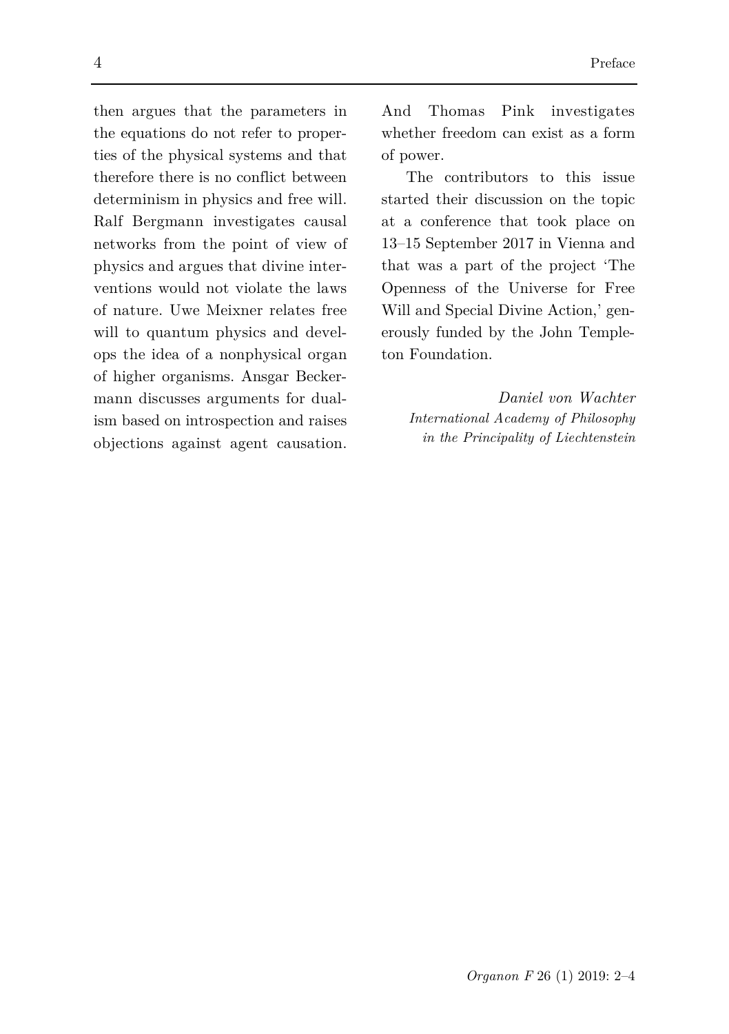then argues that the parameters in the equations do not refer to properties of the physical systems and that therefore there is no conflict between determinism in physics and free will. Ralf Bergmann investigates causal networks from the point of view of physics and argues that divine interventions would not violate the laws of nature. Uwe Meixner relates free will to quantum physics and develops the idea of a nonphysical organ of higher organisms. Ansgar Beckermann discusses arguments for dualism based on introspection and raises objections against agent causation. And Thomas Pink investigates whether freedom can exist as a form of power.

The contributors to this issue started their discussion on the topic at a conference that took place on 13–15 September 2017 in Vienna and that was a part of the project 'The Openness of the Universe for Free Will and Special Divine Action,' generously funded by the John Templeton Foundation.

*Daniel von Wachter*
*International Academy of Philosophy in the Principality of Liechtenstein*